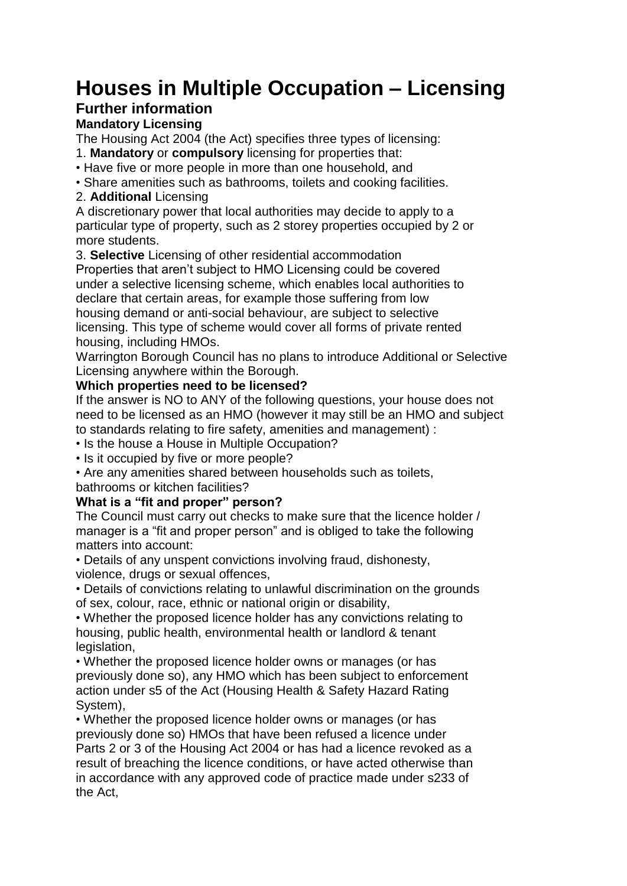# Houses in Multiple Occupation – Licensing

## Further information

### Mandatory Licensing

The Housing Act 2004 (the Act) specifies three types of licensing:

1. **Mandatory** or **compulsory** licensing for properties that:

- Have five or more people in more than one household, and
- Share amenities such as bathrooms, toilets and cooking facilities.

2. **Additional** Licensing

A discretionary power that local authorities may decide to apply to a particular type of property, such as 2 storey properties occupied by 2 or more students.

3. **Selective** Licensing of other residential accommodation

Properties that aren't subject to HMO Licensing could be covered under a selective licensing scheme, which enables local authorities to declare that certain areas, for example those suffering from low housing demand or anti-social behaviour, are subject to selective licensing. This type of scheme would cover all forms of private rented housing, including HMOs.

Warrington Borough Council has no plans to introduce Additional or Selective Licensing anywhere within the Borough.

### Which properties need to be licensed?

If the answer is NO to ANY of the following questions, your house does not need to be licensed as an HMO (however it may still be an HMO and subject to standards relating to fire safety, amenities and management) :

- Is the house a House in Multiple Occupation?
- Is it occupied by five or more people?
- Are any amenities shared between households such as toilets, bathrooms or kitchen facilities?

### What is a "fit and proper" person?

The Council must carry out checks to make sure that the licence holder / manager is a "fit and proper person" and is obliged to take the following matters into account:

- Details of any unspent convictions involving fraud, dishonesty, violence, drugs or sexual offences,
- Details of convictions relating to unlawful discrimination on the grounds of sex, colour, race, ethnic or national origin or disability,
- Whether the proposed licence holder has any convictions relating to housing, public health, environmental health or landlord & tenant legislation,
- Whether the proposed licence holder owns or manages (or has previously done so), any HMO which has been subject to enforcement action under s5 of the Act (Housing Health & Safety Hazard Rating System),
- Whether the proposed licence holder owns or manages (or has previously done so) HMOs that have been refused a licence under Parts 2 or 3 of the Housing Act 2004 or has had a licence revoked as a result of breaching the licence conditions, or have acted otherwise than in accordance with any approved code of practice made under s233 of the Act,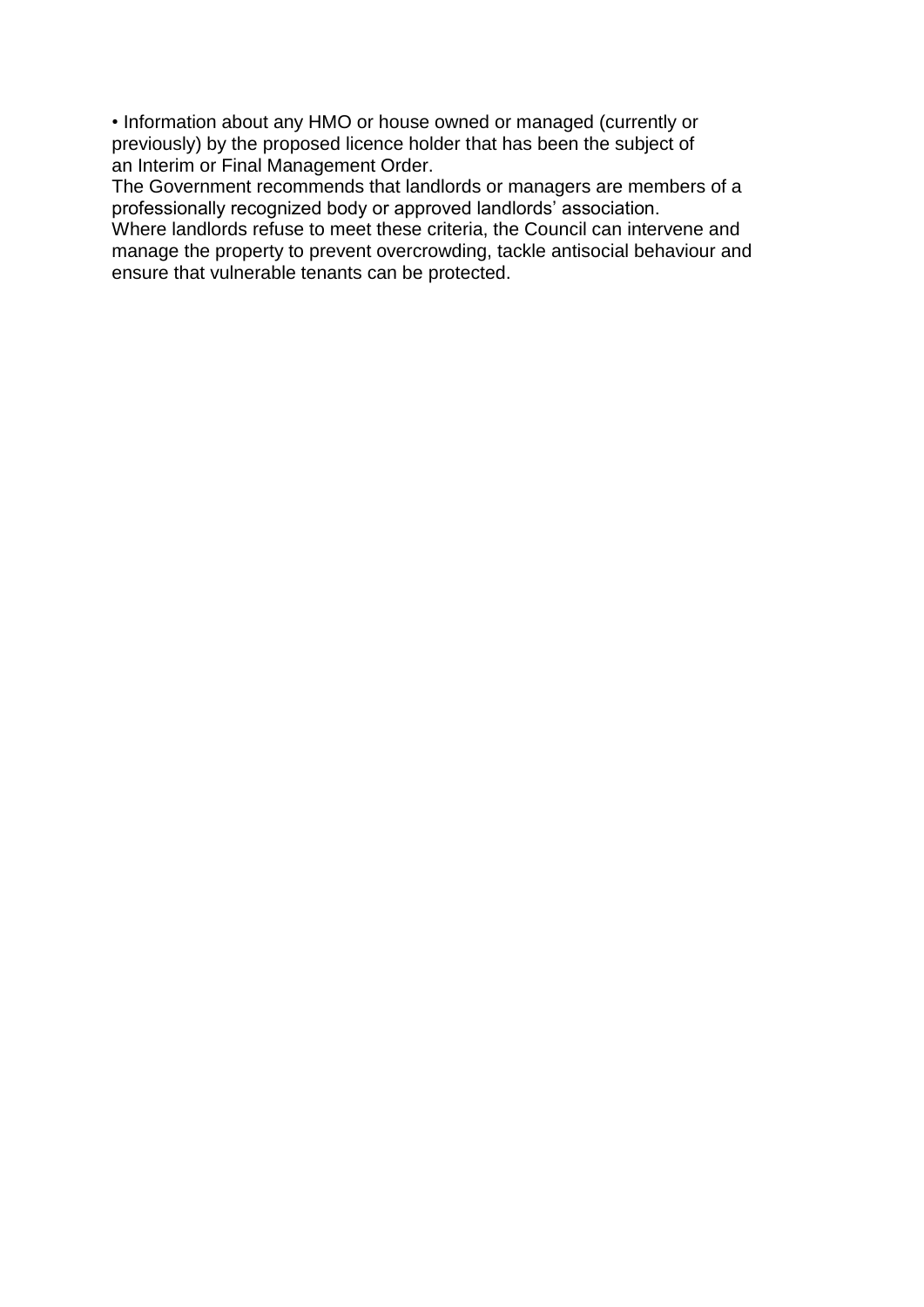- Information about any HMO or house owned or managed (currently or previously) by the proposed licence holder that has been the subject of an Interim or Final Management Order.

The Government recommends that landlords or managers are members of a professionally recognized body or approved landlords' association.

Where landlords refuse to meet these criteria, the Council can intervene and manage the property to prevent overcrowding, tackle antisocial behaviour and ensure that vulnerable tenants can be protected.